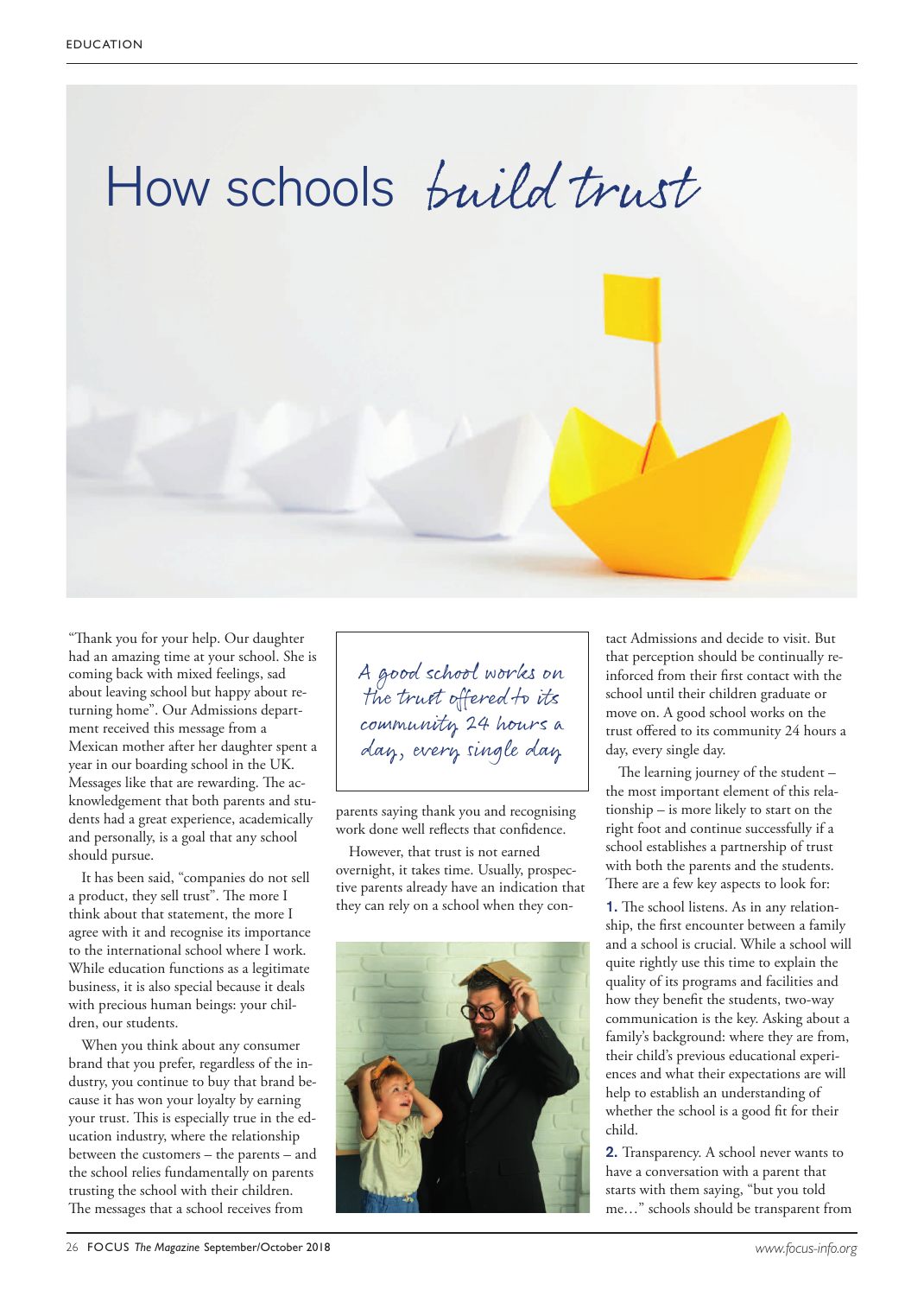# How schools *build trust*

"Thank you for your help. Our daughter had an amazing time at your school. She is coming back with mixed feelings, sad about leaving school but happy about returning home". Our Admissions department received this message from a Mexican mother after her daughter spent a year in our boarding school in the UK. Messages like that are rewarding. The acknowledgement that both parents and students had a great experience, academically and personally, is a goal that any school should pursue.

It has been said, "companies do not sell a product, they sell trust". The more I think about that statement, the more I agree with it and recognise its importance to the international school where I work. While education functions as a legitimate business, it is also special because it deals with precious human beings: your children, our students.

When you think about any consumer brand that you prefer, regardless of the industry, you continue to buy that brand because it has won your loyalty by earning your trust. This is especially true in the education industry, where the relationship between the customers – the parents – and the school relies fundamentally on parents trusting the school with their children. The messages that a school receives from parents saying thank you and recognising work done well reflects that confidence.

> *A good school works on the trust offered to its community 24 hours a day, every single day*

However, that trust is not earned overnight, it takes time. Usually, prospective parents already have an indication that they can rely on a school when they contact Admissions and decide to visit. But that perception should be continually reinforced from their first contact with the school until their children graduate or move on. A good school works on the trust offered to its community 24 hours a day, every single day.

The learning journey of the student – the most important element of this relationship – is more likely to start on the right foot and continue successfully if a school establishes a partnership of trust with both the parents and the students. There are a few key aspects to look for:

**1.** The school listens. As in any relationship, the first encounter between a family and a school is crucial. While a school will quite rightly use this time to explain the quality of its programs and facilities and how they benefit the students, two-way communication is the key. Asking about a family's background: where they are from, their child's previous educational experiences and what their expectations are will help to establish an understanding of whether the school is a good fit for their child.

**2.** Transparency. A school never wants to have a conversation with a parent that starts with them saying, "but you told me…" schools should be transparent from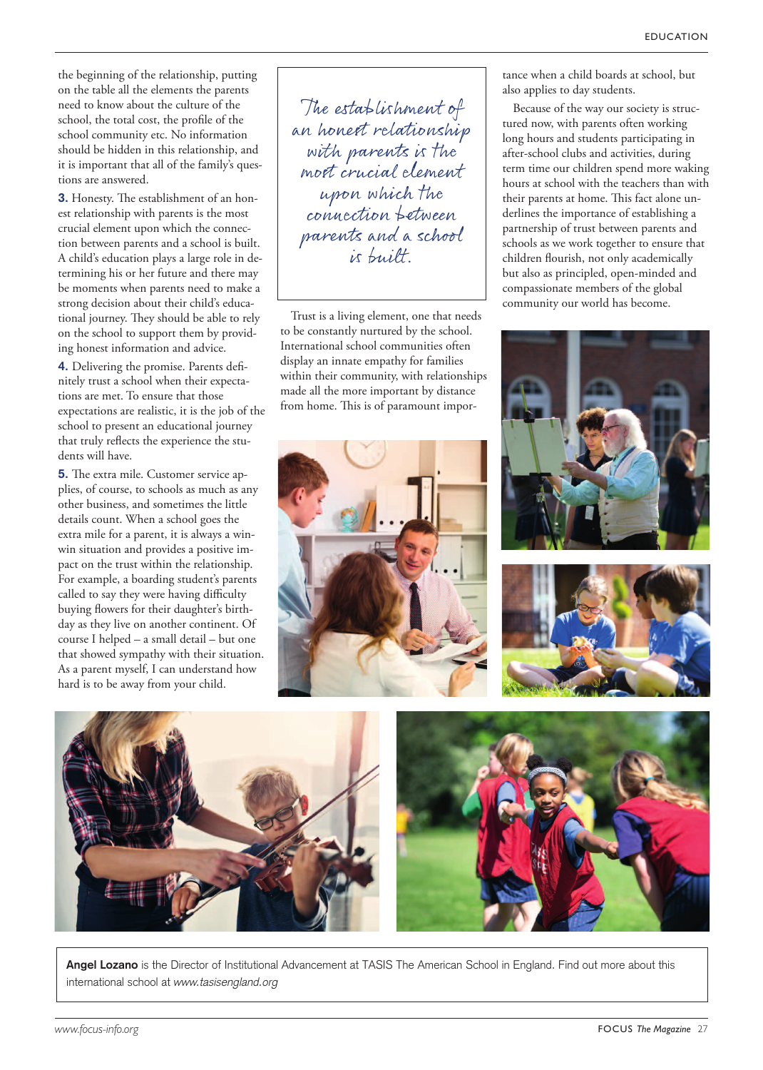the beginning of the relationship, putting on the table all the elements the parents need to know about the culture of the school, the total cost, the profile of the school community etc. No information should be hidden in this relationship, and it is important that all of the family's questions are answered.

**3.** Honesty. The establishment of an honest relationship with parents is the most crucial element upon which the connection between parents and a school is built. A child's education plays a large role in determining his or her future and there may be moments when parents need to make a strong decision about their child's educational journey. They should be able to rely on the school to support them by providing honest information and advice.

**4.** Delivering the promise. Parents definitely trust a school when their expectations are met. To ensure that those expectations are realistic, it is the job of the school to present an educational journey that truly reflects the experience the students will have.

**5.** The extra mile. Customer service applies, of course, to schools as much as any other business, and sometimes the little details count. When a school goes the extra mile for a parent, it is always a win-win situation and provides a positive impact on the trust within the relationship. For example, a boarding student's parents called to say they were having difficulty buying flowers for their daughter's birthday as they live on another continent. Of course I helped – a small detail – but one that showed sympathy with their situation. As a parent myself, I can understand how hard is to be away from your child.

> *The establishment of an honest relationship with parents is the most crucial element upon which the connection between parents and a school is built.*

Trust is a living element, one that needs to be constantly nurtured by the school. International school communities often display an innate empathy for families within their community, with relationships made all the more important by distance from home. This is of paramount importance when a child boards at school, but also applies to day students.

Because of the way our society is structured now, with parents often working long hours and students participating in after-school clubs and activities, during term time our children spend more waking hours at school with the teachers than with their parents at home. This fact alone underlines the importance of establishing a partnership of trust between parents and schools as we work together to ensure that children flourish, not only academically but also as principled, open-minded and compassionate members of the global community our world has become.

**Angel Lozano** is the Director of Institutional Advancement at TASIS The American School in England. Find out more about this international school at *www.tasisengland.org*